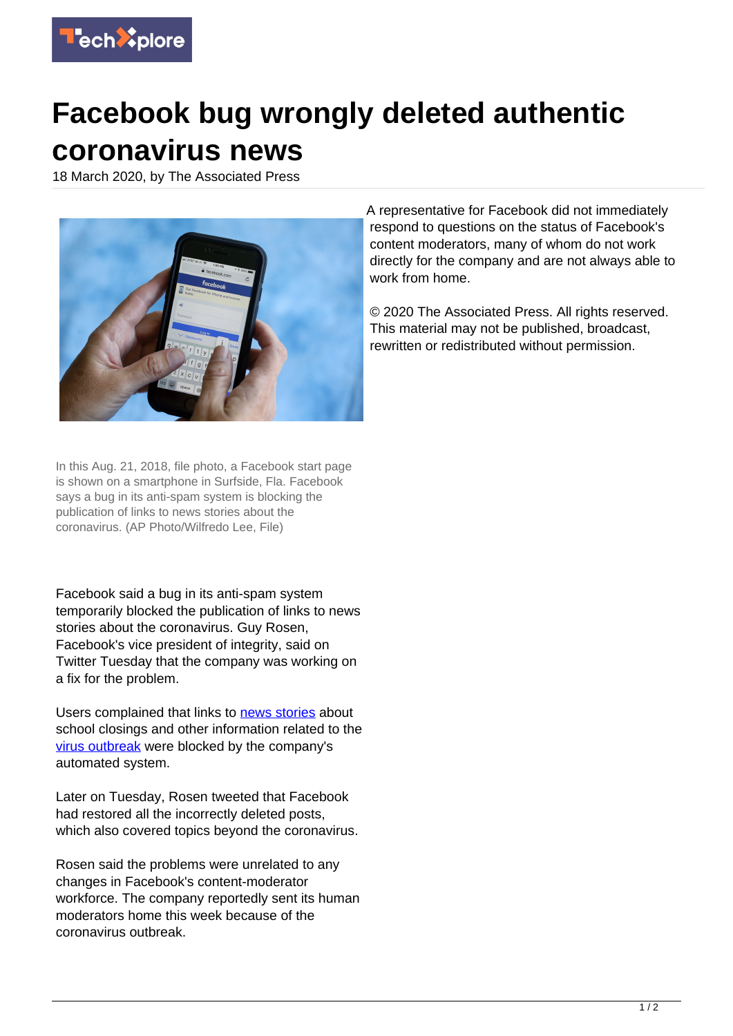# Facebook bug wrongly deleted authentic coronavirus news

18 March 2020, by The Associated Press

In this Aug. 21, 2018, file photo, a Facebook start page is shown on a smartphone in Surfside, Fla. Facebook says a bug in its anti-spam system is blocking the publication of links to news stories about the coronavirus. (AP Photo/Wilfredo Lee, File)

Facebook said a bug in its anti-spam system temporarily blocked the publication of links to news stories about the coronavirus. Guy Rosen, Facebook's vice president of integrity, said on Twitter Tuesday that the company was working on a fix for the problem.

Users complained that links to news stories about school closings and other information related to the virus outbreak were blocked by the company's automated system.

Later on Tuesday, Rosen tweeted that Facebook had restored all the incorrectly deleted posts, which also covered topics beyond the coronavirus.

Rosen said the problems were unrelated to any changes in Facebook's content-moderator workforce. The company reportedly sent its human moderators home this week because of the coronavirus outbreak.

A representative for Facebook did not immediately respond to questions on the status of Facebook's content moderators, many of whom do not work directly for the company and are not always able to work from home.

© 2020 The Associated Press. All rights reserved. This material may not be published, broadcast, rewritten or redistributed without permission.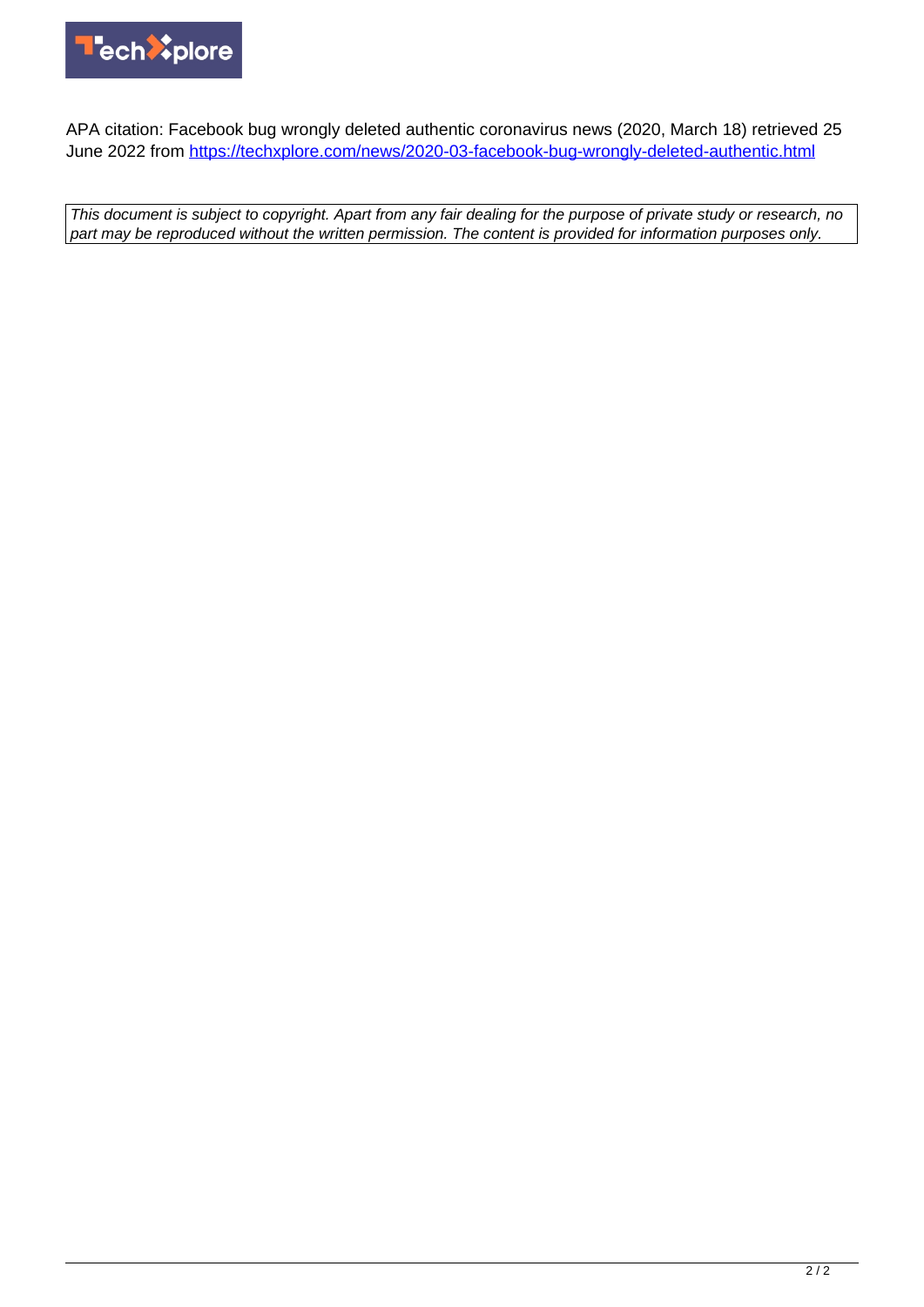APA citation: Facebook bug wrongly deleted authentic coronavirus news (2020, March 18) retrieved 25 June 2022 from https://techxplore.com/news/2020-03-facebook-bug-wrongly-deleted-authentic.html

*This document is subject to copyright. Apart from any fair dealing for the purpose of private study or research, no part may be reproduced without the written permission. The content is provided for information purposes only.*